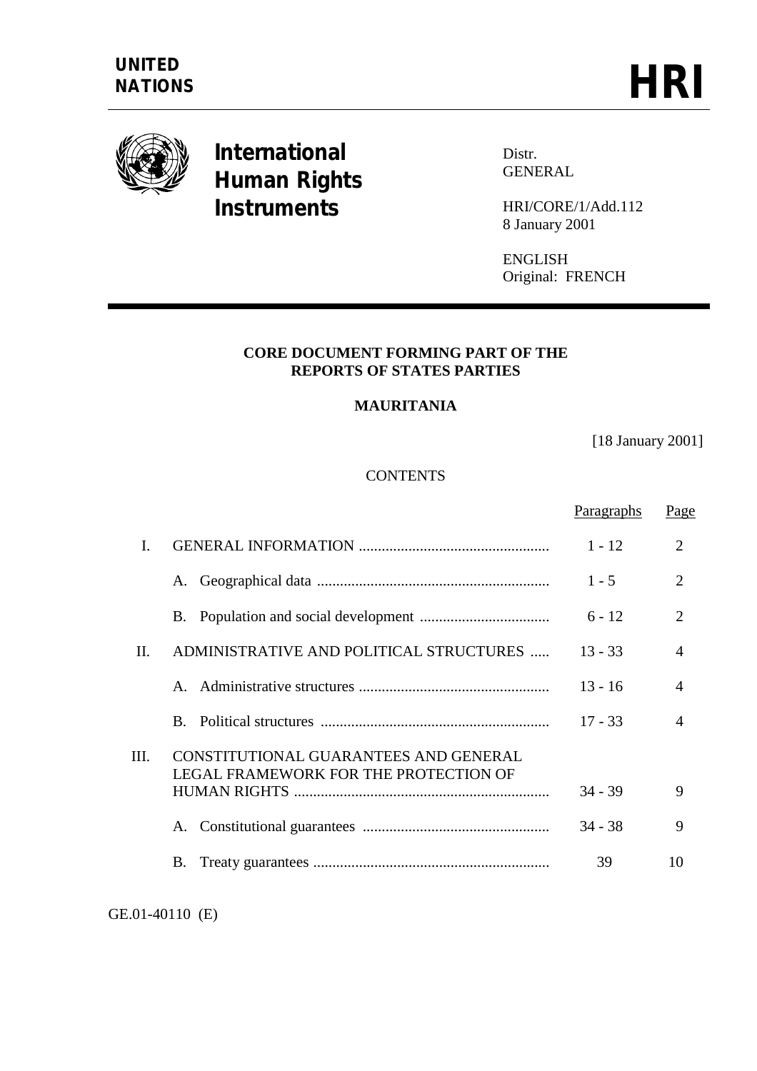UNITED NATIONS

# HRI

**International Human Rights Instruments**

Distr.
GENERAL

HRI/CORE/1/Add.112
8 January 2001

ENGLISH
Original: FRENCH

---

## CORE DOCUMENT FORMING PART OF THE REPORTS OF STATES PARTIES

## MAURITANIA

[18 January 2001]

### CONTENTS

| | | Paragraphs | Page |
|---|---|---|---|
| I. | GENERAL INFORMATION | 1 - 12 | 2 |
| | A. Geographical data | 1 - 5 | 2 |
| | B. Population and social development | 6 - 12 | 2 |
| II. | ADMINISTRATIVE AND POLITICAL STRUCTURES | 13 - 33 | 4 |
| | A. Administrative structures | 13 - 16 | 4 |
| | B. Political structures | 17 - 33 | 4 |
| III. | CONSTITUTIONAL GUARANTEES AND GENERAL LEGAL FRAMEWORK FOR THE PROTECTION OF HUMAN RIGHTS | 34 - 39 | 9 |
| | A. Constitutional guarantees | 34 - 38 | 9 |
| | B. Treaty guarantees | 39 | 10 |

GE.01-40110 (E)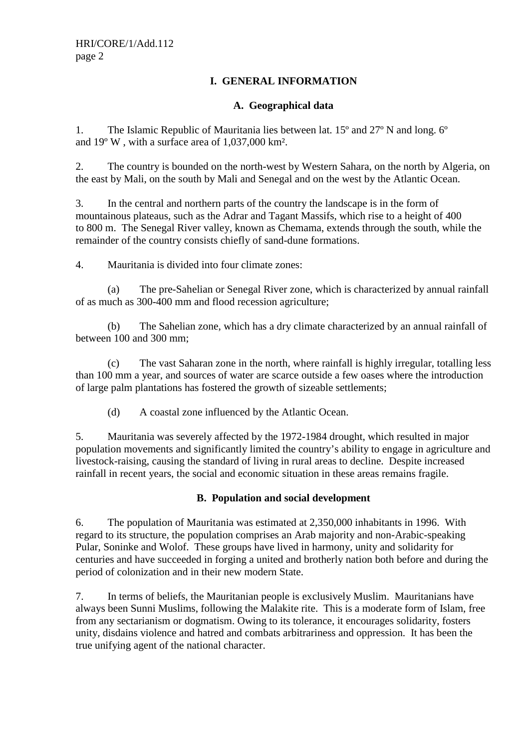# I. GENERAL INFORMATION

## A. Geographical data

1. The Islamic Republic of Mauritania lies between lat. 15º and 27º N and long. 6º and 19º W , with a surface area of 1,037,000 km².

2. The country is bounded on the north-west by Western Sahara, on the north by Algeria, on the east by Mali, on the south by Mali and Senegal and on the west by the Atlantic Ocean.

3. In the central and northern parts of the country the landscape is in the form of mountainous plateaus, such as the Adrar and Tagant Massifs, which rise to a height of 400 to 800 m. The Senegal River valley, known as Chemama, extends through the south, while the remainder of the country consists chiefly of sand-dune formations.

4. Mauritania is divided into four climate zones:

(a) The pre-Sahelian or Senegal River zone, which is characterized by annual rainfall of as much as 300-400 mm and flood recession agriculture;

(b) The Sahelian zone, which has a dry climate characterized by an annual rainfall of between 100 and 300 mm;

(c) The vast Saharan zone in the north, where rainfall is highly irregular, totalling less than 100 mm a year, and sources of water are scarce outside a few oases where the introduction of large palm plantations has fostered the growth of sizeable settlements;

(d) A coastal zone influenced by the Atlantic Ocean.

5. Mauritania was severely affected by the 1972-1984 drought, which resulted in major population movements and significantly limited the country's ability to engage in agriculture and livestock-raising, causing the standard of living in rural areas to decline. Despite increased rainfall in recent years, the social and economic situation in these areas remains fragile.

## B. Population and social development

6. The population of Mauritania was estimated at 2,350,000 inhabitants in 1996. With regard to its structure, the population comprises an Arab majority and non-Arabic-speaking Pular, Soninke and Wolof. These groups have lived in harmony, unity and solidarity for centuries and have succeeded in forging a united and brotherly nation both before and during the period of colonization and in their new modern State.

7. In terms of beliefs, the Mauritanian people is exclusively Muslim. Mauritanians have always been Sunni Muslims, following the Malakite rite. This is a moderate form of Islam, free from any sectarianism or dogmatism. Owing to its tolerance, it encourages solidarity, fosters unity, disdains violence and hatred and combats arbitrariness and oppression. It has been the true unifying agent of the national character.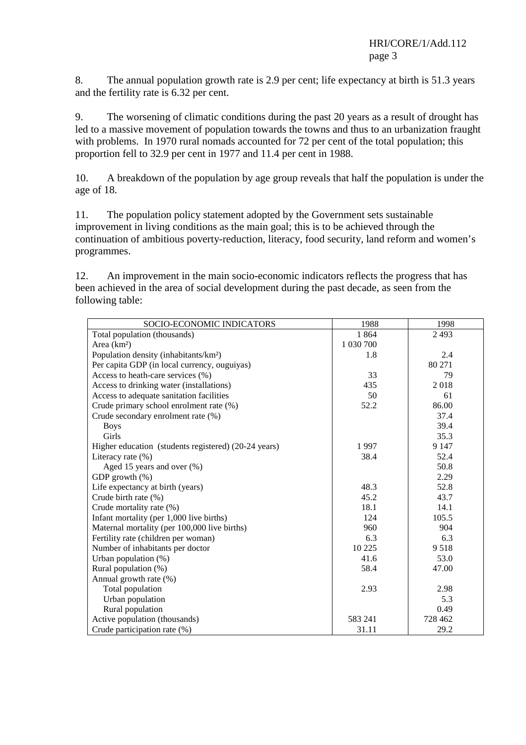8. The annual population growth rate is 2.9 per cent; life expectancy at birth is 51.3 years and the fertility rate is 6.32 per cent.

9. The worsening of climatic conditions during the past 20 years as a result of drought has led to a massive movement of population towards the towns and thus to an urbanization fraught with problems. In 1970 rural nomads accounted for 72 per cent of the total population; this proportion fell to 32.9 per cent in 1977 and 11.4 per cent in 1988.

10. A breakdown of the population by age group reveals that half the population is under the age of 18.

11. The population policy statement adopted by the Government sets sustainable improvement in living conditions as the main goal; this is to be achieved through the continuation of ambitious poverty-reduction, literacy, food security, land reform and women's programmes.

12. An improvement in the main socio-economic indicators reflects the progress that has been achieved in the area of social development during the past decade, as seen from the following table:

| SOCIO-ECONOMIC INDICATORS | 1988 | 1998 |
|---|---|---|
| Total population (thousands) | 1 864 | 2 493 |
| Area (km²) | 1 030 700 | |
| Population density (inhabitants/km²) | 1.8 | 2.4 |
| Per capita GDP (in local currency, ouguiyas) | | 80 271 |
| Access to heath-care services (%) | 33 | 79 |
| Access to drinking water (installations) | 435 | 2 018 |
| Access to adequate sanitation facilities | 50 | 61 |
| Crude primary school enrolment rate (%) | 52.2 | 86.00 |
| Crude secondary enrolment rate (%) | | 37.4 |
| Boys | | 39.4 |
| Girls | | 35.3 |
| Higher education (students registered) (20-24 years) | 1 997 | 9 147 |
| Literacy rate (%) | 38.4 | 52.4 |
| Aged 15 years and over (%) | | 50.8 |
| GDP growth (%) | | 2.29 |
| Life expectancy at birth (years) | 48.3 | 52.8 |
| Crude birth rate (%) | 45.2 | 43.7 |
| Crude mortality rate (%) | 18.1 | 14.1 |
| Infant mortality (per 1,000 live births) | 124 | 105.5 |
| Maternal mortality (per 100,000 live births) | 960 | 904 |
| Fertility rate (children per woman) | 6.3 | 6.3 |
| Number of inhabitants per doctor | 10 225 | 9 518 |
| Urban population (%) | 41.6 | 53.0 |
| Rural population (%) | 58.4 | 47.00 |
| Annual growth rate (%) | | |
| Total population | 2.93 | 2.98 |
| Urban population | | 5.3 |
| Rural population | | 0.49 |
| Active population (thousands) | 583 241 | 728 462 |
| Crude participation rate (%) | 31.11 | 29.2 |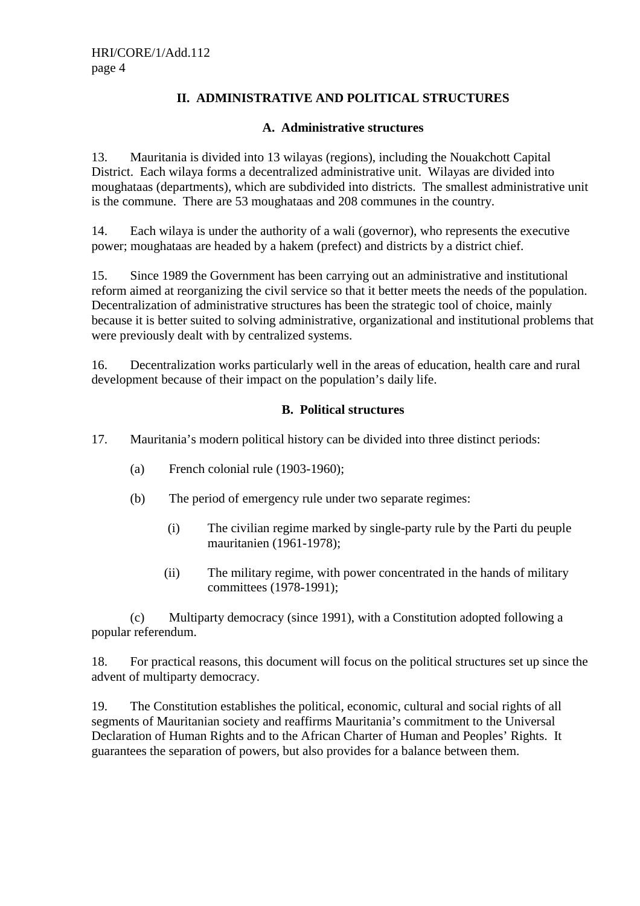## II. ADMINISTRATIVE AND POLITICAL STRUCTURES

### A. Administrative structures

13. Mauritania is divided into 13 wilayas (regions), including the Nouakchott Capital District. Each wilaya forms a decentralized administrative unit. Wilayas are divided into moughataas (departments), which are subdivided into districts. The smallest administrative unit is the commune. There are 53 moughataas and 208 communes in the country.

14. Each wilaya is under the authority of a wali (governor), who represents the executive power; moughataas are headed by a hakem (prefect) and districts by a district chief.

15. Since 1989 the Government has been carrying out an administrative and institutional reform aimed at reorganizing the civil service so that it better meets the needs of the population. Decentralization of administrative structures has been the strategic tool of choice, mainly because it is better suited to solving administrative, organizational and institutional problems that were previously dealt with by centralized systems.

16. Decentralization works particularly well in the areas of education, health care and rural development because of their impact on the population's daily life.

### B. Political structures

17. Mauritania's modern political history can be divided into three distinct periods:

(a) French colonial rule (1903-1960);

(b) The period of emergency rule under two separate regimes:

(i) The civilian regime marked by single-party rule by the Parti du peuple mauritanien (1961-1978);

(ii) The military regime, with power concentrated in the hands of military committees (1978-1991);

(c) Multiparty democracy (since 1991), with a Constitution adopted following a popular referendum.

18. For practical reasons, this document will focus on the political structures set up since the advent of multiparty democracy.

19. The Constitution establishes the political, economic, cultural and social rights of all segments of Mauritanian society and reaffirms Mauritania's commitment to the Universal Declaration of Human Rights and to the African Charter of Human and Peoples' Rights. It guarantees the separation of powers, but also provides for a balance between them.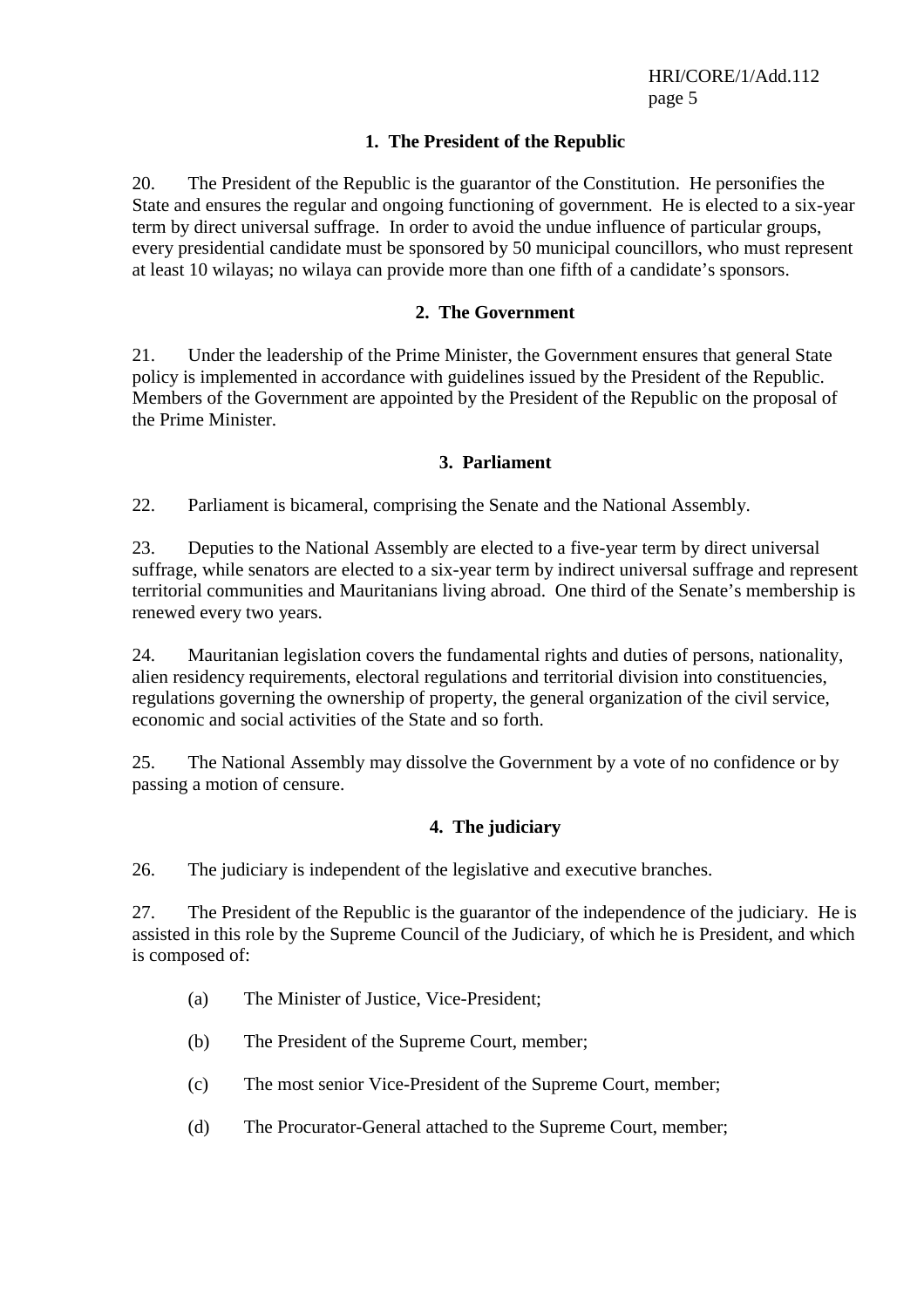### 1. The President of the Republic

20. The President of the Republic is the guarantor of the Constitution. He personifies the State and ensures the regular and ongoing functioning of government. He is elected to a six-year term by direct universal suffrage. In order to avoid the undue influence of particular groups, every presidential candidate must be sponsored by 50 municipal councillors, who must represent at least 10 wilayas; no wilaya can provide more than one fifth of a candidate's sponsors.

### 2. The Government

21. Under the leadership of the Prime Minister, the Government ensures that general State policy is implemented in accordance with guidelines issued by the President of the Republic. Members of the Government are appointed by the President of the Republic on the proposal of the Prime Minister.

### 3. Parliament

22. Parliament is bicameral, comprising the Senate and the National Assembly.

23. Deputies to the National Assembly are elected to a five-year term by direct universal suffrage, while senators are elected to a six-year term by indirect universal suffrage and represent territorial communities and Mauritanians living abroad. One third of the Senate's membership is renewed every two years.

24. Mauritanian legislation covers the fundamental rights and duties of persons, nationality, alien residency requirements, electoral regulations and territorial division into constituencies, regulations governing the ownership of property, the general organization of the civil service, economic and social activities of the State and so forth.

25. The National Assembly may dissolve the Government by a vote of no confidence or by passing a motion of censure.

### 4. The judiciary

26. The judiciary is independent of the legislative and executive branches.

27. The President of the Republic is the guarantor of the independence of the judiciary. He is assisted in this role by the Supreme Council of the Judiciary, of which he is President, and which is composed of:

(a) The Minister of Justice, Vice-President;

(b) The President of the Supreme Court, member;

(c) The most senior Vice-President of the Supreme Court, member;

(d) The Procurator-General attached to the Supreme Court, member;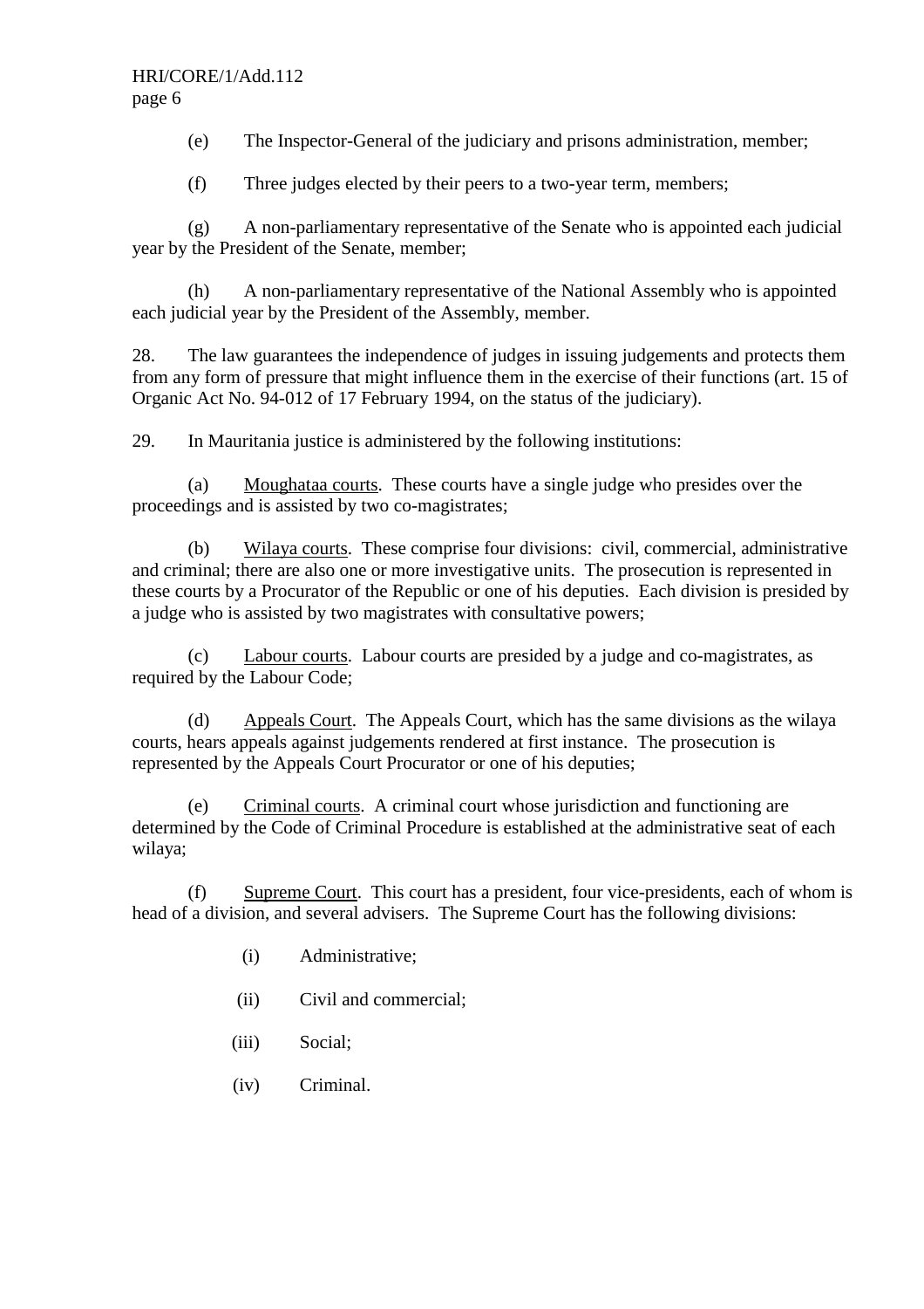(e) The Inspector-General of the judiciary and prisons administration, member;

(f) Three judges elected by their peers to a two-year term, members;

(g) A non-parliamentary representative of the Senate who is appointed each judicial year by the President of the Senate, member;

(h) A non-parliamentary representative of the National Assembly who is appointed each judicial year by the President of the Assembly, member.

28. The law guarantees the independence of judges in issuing judgements and protects them from any form of pressure that might influence them in the exercise of their functions (art. 15 of Organic Act No. 94-012 of 17 February 1994, on the status of the judiciary).

29. In Mauritania justice is administered by the following institutions:

(a) Moughataa courts. These courts have a single judge who presides over the proceedings and is assisted by two co-magistrates;

(b) Wilaya courts. These comprise four divisions: civil, commercial, administrative and criminal; there are also one or more investigative units. The prosecution is represented in these courts by a Procurator of the Republic or one of his deputies. Each division is presided by a judge who is assisted by two magistrates with consultative powers;

(c) Labour courts. Labour courts are presided by a judge and co-magistrates, as required by the Labour Code;

(d) Appeals Court. The Appeals Court, which has the same divisions as the wilaya courts, hears appeals against judgements rendered at first instance. The prosecution is represented by the Appeals Court Procurator or one of his deputies;

(e) Criminal courts. A criminal court whose jurisdiction and functioning are determined by the Code of Criminal Procedure is established at the administrative seat of each wilaya;

(f) Supreme Court. This court has a president, four vice-presidents, each of whom is head of a division, and several advisers. The Supreme Court has the following divisions:

(i) Administrative;

(ii) Civil and commercial;

(iii) Social;

(iv) Criminal.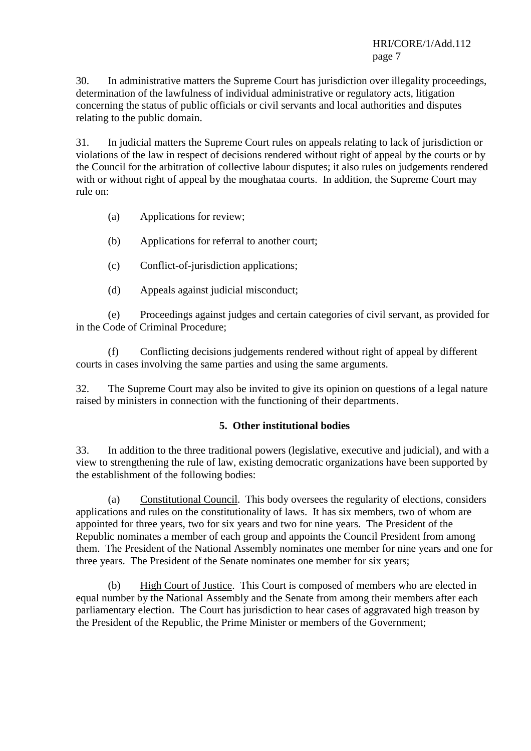30. In administrative matters the Supreme Court has jurisdiction over illegality proceedings, determination of the lawfulness of individual administrative or regulatory acts, litigation concerning the status of public officials or civil servants and local authorities and disputes relating to the public domain.

31. In judicial matters the Supreme Court rules on appeals relating to lack of jurisdiction or violations of the law in respect of decisions rendered without right of appeal by the courts or by the Council for the arbitration of collective labour disputes; it also rules on judgements rendered with or without right of appeal by the moughataa courts. In addition, the Supreme Court may rule on:

(a) Applications for review;

(b) Applications for referral to another court;

(c) Conflict-of-jurisdiction applications;

(d) Appeals against judicial misconduct;

(e) Proceedings against judges and certain categories of civil servant, as provided for in the Code of Criminal Procedure;

(f) Conflicting decisions judgements rendered without right of appeal by different courts in cases involving the same parties and using the same arguments.

32. The Supreme Court may also be invited to give its opinion on questions of a legal nature raised by ministers in connection with the functioning of their departments.

### 5. Other institutional bodies

33. In addition to the three traditional powers (legislative, executive and judicial), and with a view to strengthening the rule of law, existing democratic organizations have been supported by the establishment of the following bodies:

(a) Constitutional Council. This body oversees the regularity of elections, considers applications and rules on the constitutionality of laws. It has six members, two of whom are appointed for three years, two for six years and two for nine years. The President of the Republic nominates a member of each group and appoints the Council President from among them. The President of the National Assembly nominates one member for nine years and one for three years. The President of the Senate nominates one member for six years;

(b) High Court of Justice. This Court is composed of members who are elected in equal number by the National Assembly and the Senate from among their members after each parliamentary election. The Court has jurisdiction to hear cases of aggravated high treason by the President of the Republic, the Prime Minister or members of the Government;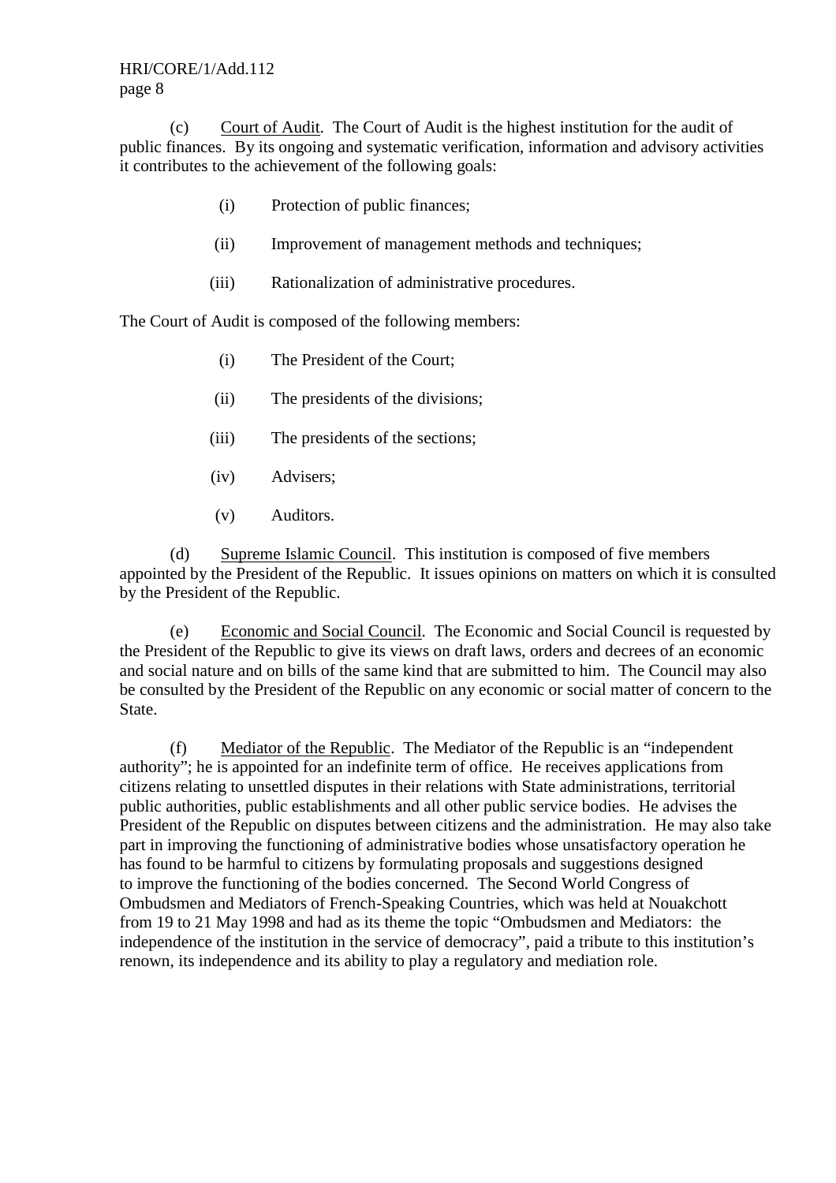(c) Court of Audit. The Court of Audit is the highest institution for the audit of public finances. By its ongoing and systematic verification, information and advisory activities it contributes to the achievement of the following goals:

(i) Protection of public finances;

(ii) Improvement of management methods and techniques;

(iii) Rationalization of administrative procedures.

The Court of Audit is composed of the following members:

(i) The President of the Court;

(ii) The presidents of the divisions;

(iii) The presidents of the sections;

(iv) Advisers;

(v) Auditors.

(d) Supreme Islamic Council. This institution is composed of five members appointed by the President of the Republic. It issues opinions on matters on which it is consulted by the President of the Republic.

(e) Economic and Social Council. The Economic and Social Council is requested by the President of the Republic to give its views on draft laws, orders and decrees of an economic and social nature and on bills of the same kind that are submitted to him. The Council may also be consulted by the President of the Republic on any economic or social matter of concern to the State.

(f) Mediator of the Republic. The Mediator of the Republic is an "independent authority"; he is appointed for an indefinite term of office. He receives applications from citizens relating to unsettled disputes in their relations with State administrations, territorial public authorities, public establishments and all other public service bodies. He advises the President of the Republic on disputes between citizens and the administration. He may also take part in improving the functioning of administrative bodies whose unsatisfactory operation he has found to be harmful to citizens by formulating proposals and suggestions designed to improve the functioning of the bodies concerned. The Second World Congress of Ombudsmen and Mediators of French-Speaking Countries, which was held at Nouakchott from 19 to 21 May 1998 and had as its theme the topic "Ombudsmen and Mediators: the independence of the institution in the service of democracy", paid a tribute to this institution's renown, its independence and its ability to play a regulatory and mediation role.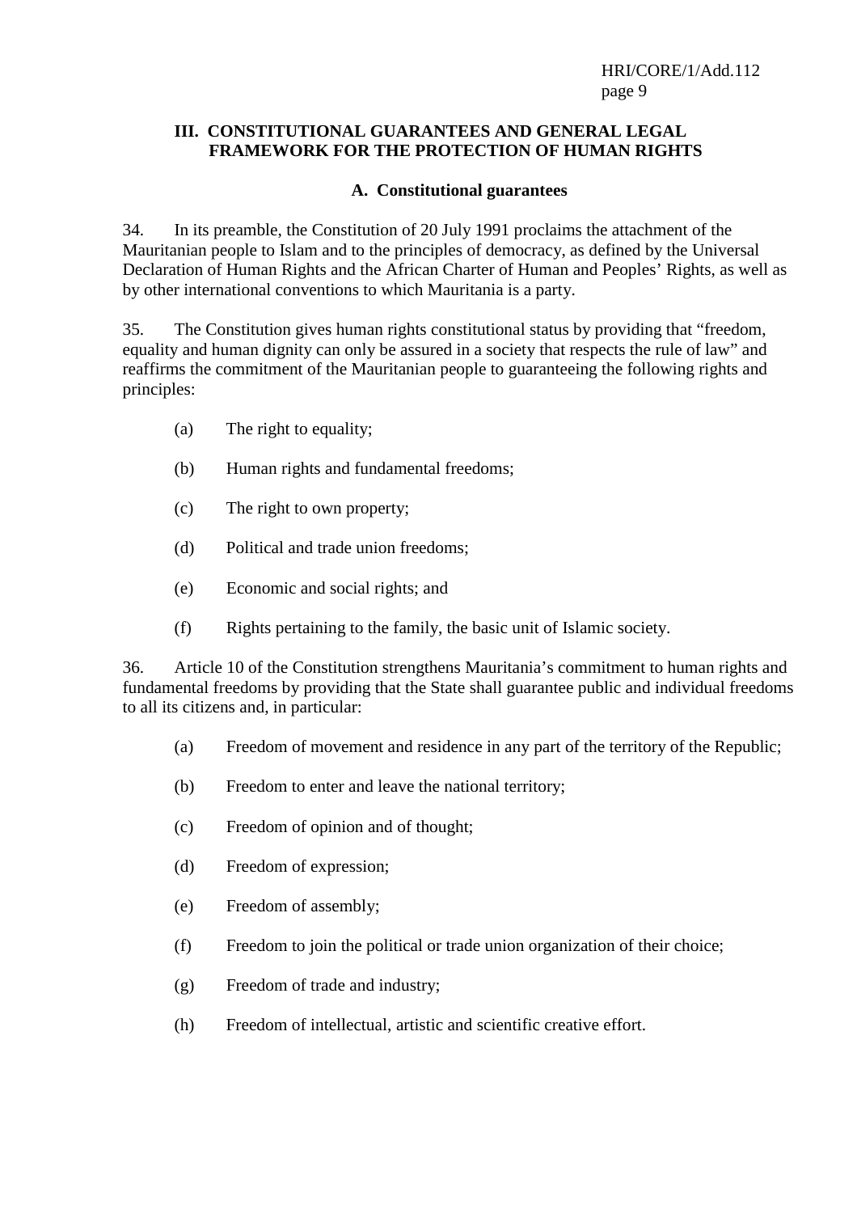## III. CONSTITUTIONAL GUARANTEES AND GENERAL LEGAL FRAMEWORK FOR THE PROTECTION OF HUMAN RIGHTS

### A. Constitutional guarantees

34. In its preamble, the Constitution of 20 July 1991 proclaims the attachment of the Mauritanian people to Islam and to the principles of democracy, as defined by the Universal Declaration of Human Rights and the African Charter of Human and Peoples' Rights, as well as by other international conventions to which Mauritania is a party.

35. The Constitution gives human rights constitutional status by providing that "freedom, equality and human dignity can only be assured in a society that respects the rule of law" and reaffirms the commitment of the Mauritanian people to guaranteeing the following rights and principles:

(a) The right to equality;

(b) Human rights and fundamental freedoms;

(c) The right to own property;

(d) Political and trade union freedoms;

(e) Economic and social rights; and

(f) Rights pertaining to the family, the basic unit of Islamic society.

36. Article 10 of the Constitution strengthens Mauritania's commitment to human rights and fundamental freedoms by providing that the State shall guarantee public and individual freedoms to all its citizens and, in particular:

(a) Freedom of movement and residence in any part of the territory of the Republic;

(b) Freedom to enter and leave the national territory;

(c) Freedom of opinion and of thought;

(d) Freedom of expression;

(e) Freedom of assembly;

(f) Freedom to join the political or trade union organization of their choice;

(g) Freedom of trade and industry;

(h) Freedom of intellectual, artistic and scientific creative effort.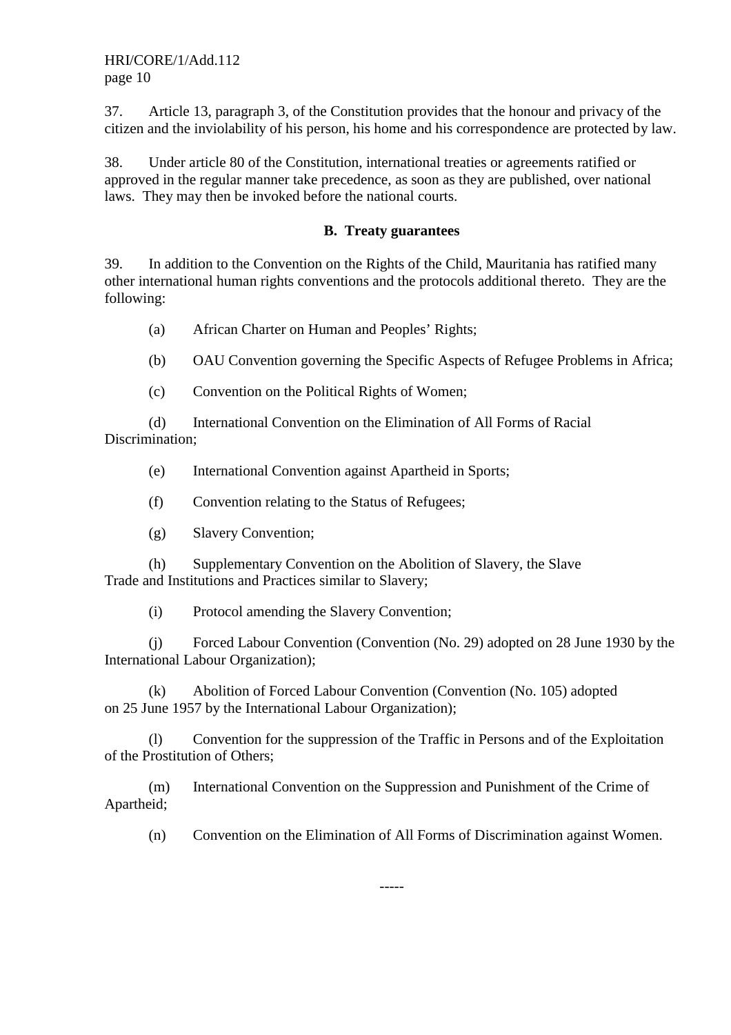37. Article 13, paragraph 3, of the Constitution provides that the honour and privacy of the citizen and the inviolability of his person, his home and his correspondence are protected by law.

38. Under article 80 of the Constitution, international treaties or agreements ratified or approved in the regular manner take precedence, as soon as they are published, over national laws. They may then be invoked before the national courts.

### B. Treaty guarantees

39. In addition to the Convention on the Rights of the Child, Mauritania has ratified many other international human rights conventions and the protocols additional thereto. They are the following:

(a) African Charter on Human and Peoples' Rights;

(b) OAU Convention governing the Specific Aspects of Refugee Problems in Africa;

(c) Convention on the Political Rights of Women;

(d) International Convention on the Elimination of All Forms of Racial Discrimination;

(e) International Convention against Apartheid in Sports;

(f) Convention relating to the Status of Refugees;

(g) Slavery Convention;

(h) Supplementary Convention on the Abolition of Slavery, the Slave Trade and Institutions and Practices similar to Slavery;

(i) Protocol amending the Slavery Convention;

(j) Forced Labour Convention (Convention (No. 29) adopted on 28 June 1930 by the International Labour Organization);

(k) Abolition of Forced Labour Convention (Convention (No. 105) adopted on 25 June 1957 by the International Labour Organization);

(l) Convention for the suppression of the Traffic in Persons and of the Exploitation of the Prostitution of Others;

(m) International Convention on the Suppression and Punishment of the Crime of Apartheid;

(n) Convention on the Elimination of All Forms of Discrimination against Women.

-----